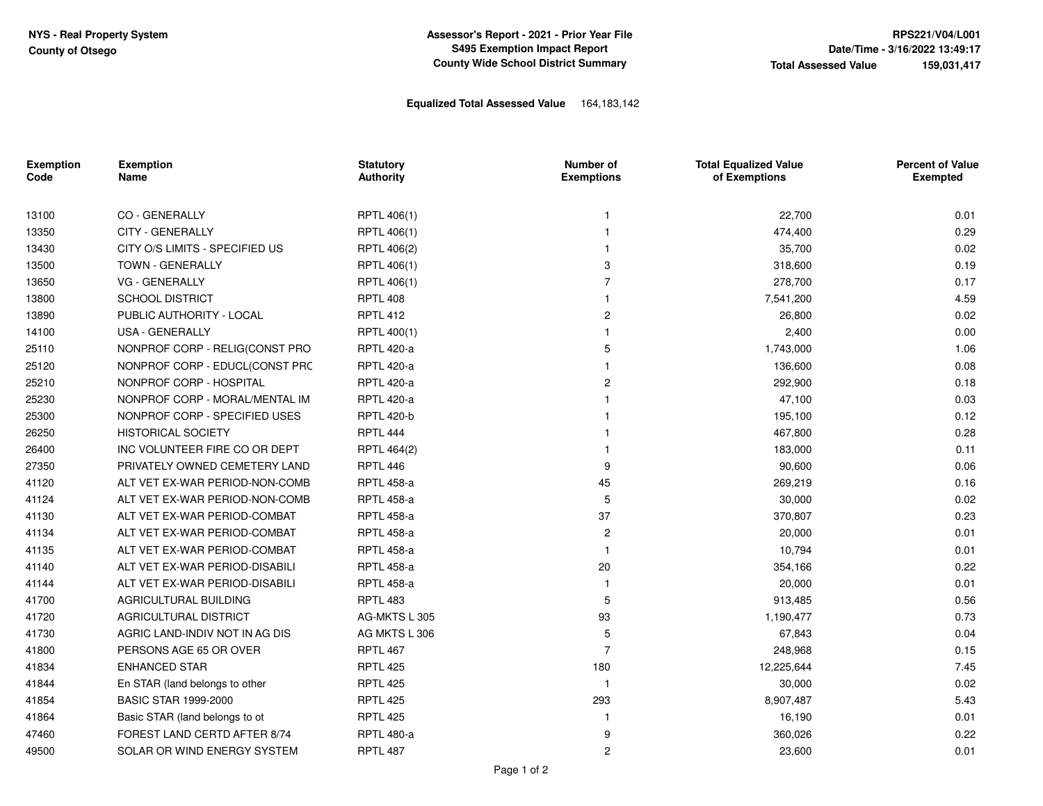NYS - Real Property System
County of Otsego

**Assessor's Report - 2021 - Prior Year File**
**S495 Exemption Impact Report**
**County Wide School District Summary**

RPS221/V04/L001
Date/Time - 3/16/2022 13:49:17
**Total Assessed Value** 159,031,417

**Equalized Total Assessed Value** 164,183,142

| Exemption Code | Exemption Name | Statutory Authority | Number of Exemptions | Total Equalized Value of Exemptions | Percent of Value Exempted |
|---|---|---|---|---|---|
| 13100 | CO - GENERALLY | RPTL 406(1) | 1 | 22,700 | 0.01 |
| 13350 | CITY - GENERALLY | RPTL 406(1) | 1 | 474,400 | 0.29 |
| 13430 | CITY O/S LIMITS - SPECIFIED US | RPTL 406(2) | 1 | 35,700 | 0.02 |
| 13500 | TOWN - GENERALLY | RPTL 406(1) | 3 | 318,600 | 0.19 |
| 13650 | VG - GENERALLY | RPTL 406(1) | 7 | 278,700 | 0.17 |
| 13800 | SCHOOL DISTRICT | RPTL 408 | 1 | 7,541,200 | 4.59 |
| 13890 | PUBLIC AUTHORITY - LOCAL | RPTL 412 | 2 | 26,800 | 0.02 |
| 14100 | USA - GENERALLY | RPTL 400(1) | 1 | 2,400 | 0.00 |
| 25110 | NONPROF CORP - RELIG(CONST PRO | RPTL 420-a | 5 | 1,743,000 | 1.06 |
| 25120 | NONPROF CORP - EDUCL(CONST PRC | RPTL 420-a | 1 | 136,600 | 0.08 |
| 25210 | NONPROF CORP - HOSPITAL | RPTL 420-a | 2 | 292,900 | 0.18 |
| 25230 | NONPROF CORP - MORAL/MENTAL IM | RPTL 420-a | 1 | 47,100 | 0.03 |
| 25300 | NONPROF CORP - SPECIFIED USES | RPTL 420-b | 1 | 195,100 | 0.12 |
| 26250 | HISTORICAL SOCIETY | RPTL 444 | 1 | 467,800 | 0.28 |
| 26400 | INC VOLUNTEER FIRE CO OR DEPT | RPTL 464(2) | 1 | 183,000 | 0.11 |
| 27350 | PRIVATELY OWNED CEMETERY LAND | RPTL 446 | 9 | 90,600 | 0.06 |
| 41120 | ALT VET EX-WAR PERIOD-NON-COMB | RPTL 458-a | 45 | 269,219 | 0.16 |
| 41124 | ALT VET EX-WAR PERIOD-NON-COMB | RPTL 458-a | 5 | 30,000 | 0.02 |
| 41130 | ALT VET EX-WAR PERIOD-COMBAT | RPTL 458-a | 37 | 370,807 | 0.23 |
| 41134 | ALT VET EX-WAR PERIOD-COMBAT | RPTL 458-a | 2 | 20,000 | 0.01 |
| 41135 | ALT VET EX-WAR PERIOD-COMBAT | RPTL 458-a | 1 | 10,794 | 0.01 |
| 41140 | ALT VET EX-WAR PERIOD-DISABILI | RPTL 458-a | 20 | 354,166 | 0.22 |
| 41144 | ALT VET EX-WAR PERIOD-DISABILI | RPTL 458-a | 1 | 20,000 | 0.01 |
| 41700 | AGRICULTURAL BUILDING | RPTL 483 | 5 | 913,485 | 0.56 |
| 41720 | AGRICULTURAL DISTRICT | AG-MKTS L 305 | 93 | 1,190,477 | 0.73 |
| 41730 | AGRIC LAND-INDIV NOT IN AG DIS | AG MKTS L 306 | 5 | 67,843 | 0.04 |
| 41800 | PERSONS AGE 65 OR OVER | RPTL 467 | 7 | 248,968 | 0.15 |
| 41834 | ENHANCED STAR | RPTL 425 | 180 | 12,225,644 | 7.45 |
| 41844 | En STAR (land belongs to other | RPTL 425 | 1 | 30,000 | 0.02 |
| 41854 | BASIC STAR 1999-2000 | RPTL 425 | 293 | 8,907,487 | 5.43 |
| 41864 | Basic STAR (land belongs to ot | RPTL 425 | 1 | 16,190 | 0.01 |
| 47460 | FOREST LAND CERTD AFTER 8/74 | RPTL 480-a | 9 | 360,026 | 0.22 |
| 49500 | SOLAR OR WIND ENERGY SYSTEM | RPTL 487 | 2 | 23,600 | 0.01 |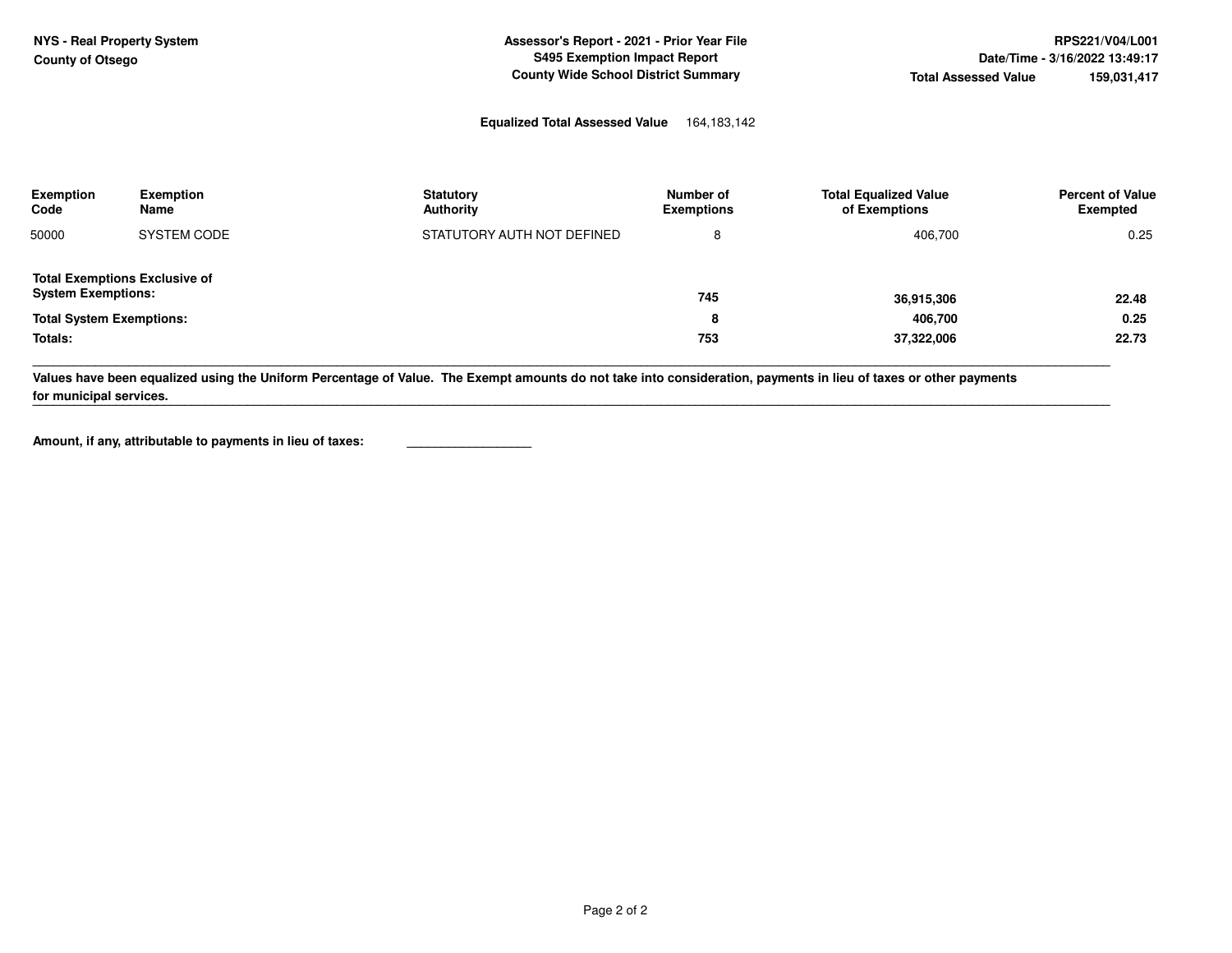NYS - Real Property System
County of Otsego

**Assessor's Report - 2021 - Prior Year File**
**S495 Exemption Impact Report**
**County Wide School District Summary**

**RPS221/V04/L001**
**Date/Time - 3/16/2022 13:49:17**
**Total Assessed Value 159,031,417**

**Equalized Total Assessed Value** 164,183,142

| Exemption Code | Exemption Name | Statutory Authority | Number of Exemptions | Total Equalized Value of Exemptions | Percent of Value Exempted |
|---|---|---|---|---|---|
| 50000 | SYSTEM CODE | STATUTORY AUTH NOT DEFINED | 8 | 406,700 | 0.25 |
| **Total Exemptions Exclusive of System Exemptions:** | | | **745** | **36,915,306** | **22.48** |
| **Total System Exemptions:** | | | **8** | **406,700** | **0.25** |
| **Totals:** | | | **753** | **37,322,006** | **22.73** |

**Values have been equalized using the Uniform Percentage of Value. The Exempt amounts do not take into consideration, payments in lieu of taxes or other payments for municipal services.**

**Amount, if any, attributable to payments in lieu of taxes:** _______________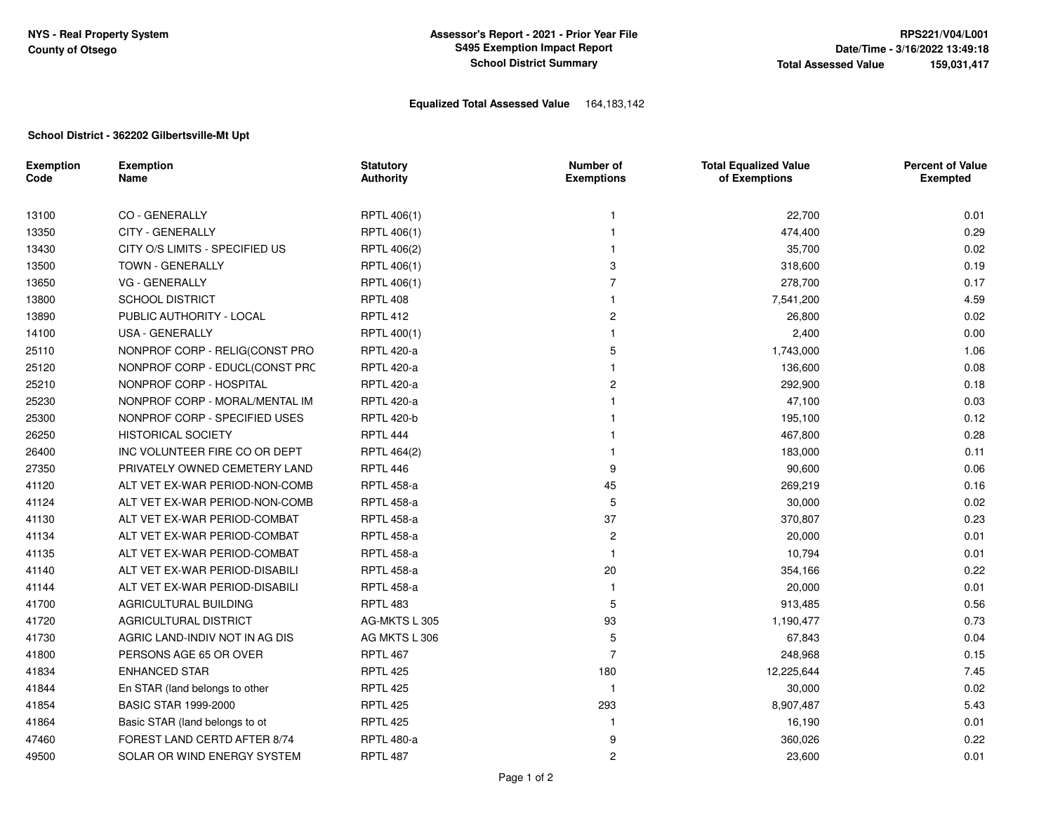NYS - Real Property System
County of Otsego

**Assessor's Report - 2021 - Prior Year File**
**S495 Exemption Impact Report**
**School District Summary**

**RPS221/V04/L001**
**Date/Time - 3/16/2022 13:49:18**
**Total Assessed Value 159,031,417**

**Equalized Total Assessed Value** 164,183,142

**School District - 362202 Gilbertsville-Mt Upt**

| Exemption Code | Exemption Name | Statutory Authority | Number of Exemptions | Total Equalized Value of Exemptions | Percent of Value Exempted |
|---|---|---|---|---|---|
| 13100 | CO - GENERALLY | RPTL 406(1) | 1 | 22,700 | 0.01 |
| 13350 | CITY - GENERALLY | RPTL 406(1) | 1 | 474,400 | 0.29 |
| 13430 | CITY O/S LIMITS - SPECIFIED US | RPTL 406(2) | 1 | 35,700 | 0.02 |
| 13500 | TOWN - GENERALLY | RPTL 406(1) | 3 | 318,600 | 0.19 |
| 13650 | VG - GENERALLY | RPTL 406(1) | 7 | 278,700 | 0.17 |
| 13800 | SCHOOL DISTRICT | RPTL 408 | 1 | 7,541,200 | 4.59 |
| 13890 | PUBLIC AUTHORITY - LOCAL | RPTL 412 | 2 | 26,800 | 0.02 |
| 14100 | USA - GENERALLY | RPTL 400(1) | 1 | 2,400 | 0.00 |
| 25110 | NONPROF CORP - RELIG(CONST PRO | RPTL 420-a | 5 | 1,743,000 | 1.06 |
| 25120 | NONPROF CORP - EDUCL(CONST PRC | RPTL 420-a | 1 | 136,600 | 0.08 |
| 25210 | NONPROF CORP - HOSPITAL | RPTL 420-a | 2 | 292,900 | 0.18 |
| 25230 | NONPROF CORP - MORAL/MENTAL IM | RPTL 420-a | 1 | 47,100 | 0.03 |
| 25300 | NONPROF CORP - SPECIFIED USES | RPTL 420-b | 1 | 195,100 | 0.12 |
| 26250 | HISTORICAL SOCIETY | RPTL 444 | 1 | 467,800 | 0.28 |
| 26400 | INC VOLUNTEER FIRE CO OR DEPT | RPTL 464(2) | 1 | 183,000 | 0.11 |
| 27350 | PRIVATELY OWNED CEMETERY LAND | RPTL 446 | 9 | 90,600 | 0.06 |
| 41120 | ALT VET EX-WAR PERIOD-NON-COMB | RPTL 458-a | 45 | 269,219 | 0.16 |
| 41124 | ALT VET EX-WAR PERIOD-NON-COMB | RPTL 458-a | 5 | 30,000 | 0.02 |
| 41130 | ALT VET EX-WAR PERIOD-COMBAT | RPTL 458-a | 37 | 370,807 | 0.23 |
| 41134 | ALT VET EX-WAR PERIOD-COMBAT | RPTL 458-a | 2 | 20,000 | 0.01 |
| 41135 | ALT VET EX-WAR PERIOD-COMBAT | RPTL 458-a | 1 | 10,794 | 0.01 |
| 41140 | ALT VET EX-WAR PERIOD-DISABILI | RPTL 458-a | 20 | 354,166 | 0.22 |
| 41144 | ALT VET EX-WAR PERIOD-DISABILI | RPTL 458-a | 1 | 20,000 | 0.01 |
| 41700 | AGRICULTURAL BUILDING | RPTL 483 | 5 | 913,485 | 0.56 |
| 41720 | AGRICULTURAL DISTRICT | AG-MKTS L 305 | 93 | 1,190,477 | 0.73 |
| 41730 | AGRIC LAND-INDIV NOT IN AG DIS | AG MKTS L 306 | 5 | 67,843 | 0.04 |
| 41800 | PERSONS AGE 65 OR OVER | RPTL 467 | 7 | 248,968 | 0.15 |
| 41834 | ENHANCED STAR | RPTL 425 | 180 | 12,225,644 | 7.45 |
| 41844 | En STAR (land belongs to other | RPTL 425 | 1 | 30,000 | 0.02 |
| 41854 | BASIC STAR 1999-2000 | RPTL 425 | 293 | 8,907,487 | 5.43 |
| 41864 | Basic STAR (land belongs to ot | RPTL 425 | 1 | 16,190 | 0.01 |
| 47460 | FOREST LAND CERTD AFTER 8/74 | RPTL 480-a | 9 | 360,026 | 0.22 |
| 49500 | SOLAR OR WIND ENERGY SYSTEM | RPTL 487 | 2 | 23,600 | 0.01 |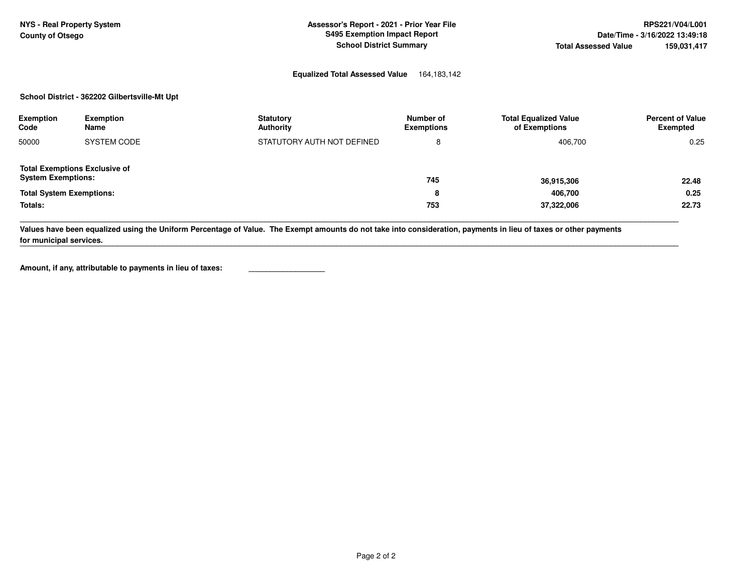NYS - Real Property System
County of Otsego

**Assessor's Report - 2021 - Prior Year File**
**S495 Exemption Impact Report**
**School District Summary**

RPS221/V04/L001
Date/Time - 3/16/2022 13:49:18
**Total Assessed Value** 159,031,417

**Equalized Total Assessed Value** 164,183,142

**School District - 362202 Gilbertsville-Mt Upt**

| Exemption Code | Exemption Name | Statutory Authority | Number of Exemptions | Total Equalized Value of Exemptions | Percent of Value Exempted |
|---|---|---|---|---|---|
| 50000 | SYSTEM CODE | STATUTORY AUTH NOT DEFINED | 8 | 406,700 | 0.25 |
| **Total Exemptions Exclusive of System Exemptions:** | | | **745** | **36,915,306** | **22.48** |
| **Total System Exemptions:** | | | **8** | **406,700** | **0.25** |
| **Totals:** | | | **753** | **37,322,006** | **22.73** |

**Values have been equalized using the Uniform Percentage of Value. The Exempt amounts do not take into consideration, payments in lieu of taxes or other payments for municipal services.**

**Amount, if any, attributable to payments in lieu of taxes:** ___________________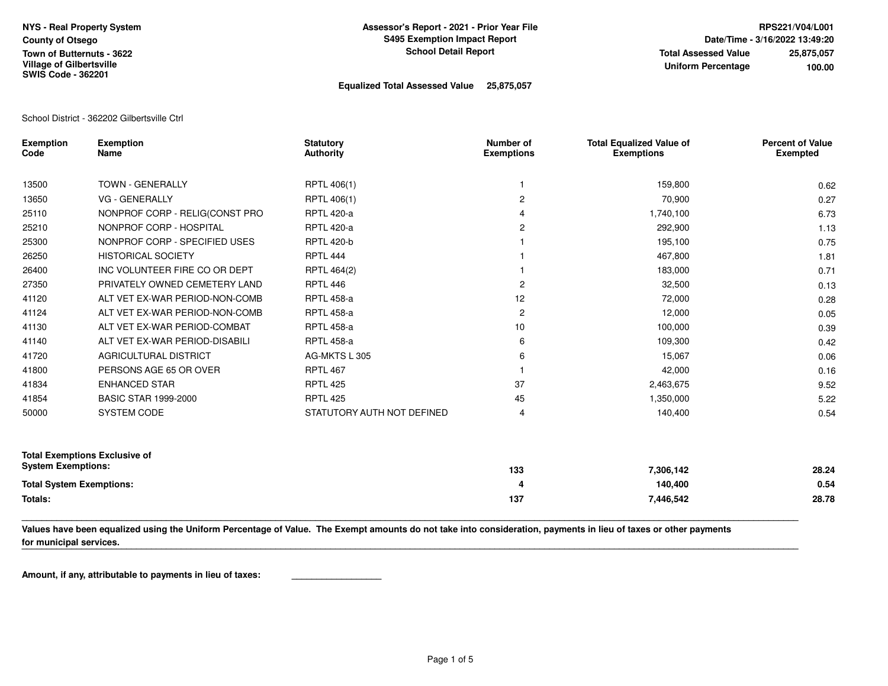**NYS - Real Property System**
**County of Otsego**
**Town of Butternuts - 3622**
**Village of Gilbertsville**
**SWIS Code - 362201**

**Assessor's Report - 2021 - Prior Year File**
**S495 Exemption Impact Report**
**School Detail Report**

**RPS221/V04/L001**
**Date/Time - 3/16/2022 13:49:20**
**Total Assessed Value** 25,875,057
**Uniform Percentage** 100.00

**Equalized Total Assessed Value** 25,875,057

School District - 362202 Gilbertsville Ctrl

| Exemption Code | Exemption Name | Statutory Authority | Number of Exemptions | Total Equalized Value of Exemptions | Percent of Value Exempted |
|---|---|---|---|---|---|
| 13500 | TOWN - GENERALLY | RPTL 406(1) | 1 | 159,800 | 0.62 |
| 13650 | VG - GENERALLY | RPTL 406(1) | 2 | 70,900 | 0.27 |
| 25110 | NONPROF CORP - RELIG(CONST PRO | RPTL 420-a | 4 | 1,740,100 | 6.73 |
| 25210 | NONPROF CORP - HOSPITAL | RPTL 420-a | 2 | 292,900 | 1.13 |
| 25300 | NONPROF CORP - SPECIFIED USES | RPTL 420-b | 1 | 195,100 | 0.75 |
| 26250 | HISTORICAL SOCIETY | RPTL 444 | 1 | 467,800 | 1.81 |
| 26400 | INC VOLUNTEER FIRE CO OR DEPT | RPTL 464(2) | 1 | 183,000 | 0.71 |
| 27350 | PRIVATELY OWNED CEMETERY LAND | RPTL 446 | 2 | 32,500 | 0.13 |
| 41120 | ALT VET EX-WAR PERIOD-NON-COMB | RPTL 458-a | 12 | 72,000 | 0.28 |
| 41124 | ALT VET EX-WAR PERIOD-NON-COMB | RPTL 458-a | 2 | 12,000 | 0.05 |
| 41130 | ALT VET EX-WAR PERIOD-COMBAT | RPTL 458-a | 10 | 100,000 | 0.39 |
| 41140 | ALT VET EX-WAR PERIOD-DISABILI | RPTL 458-a | 6 | 109,300 | 0.42 |
| 41720 | AGRICULTURAL DISTRICT | AG-MKTS L 305 | 6 | 15,067 | 0.06 |
| 41800 | PERSONS AGE 65 OR OVER | RPTL 467 | 1 | 42,000 | 0.16 |
| 41834 | ENHANCED STAR | RPTL 425 | 37 | 2,463,675 | 9.52 |
| 41854 | BASIC STAR 1999-2000 | RPTL 425 | 45 | 1,350,000 | 5.22 |
| 50000 | SYSTEM CODE | STATUTORY AUTH NOT DEFINED | 4 | 140,400 | 0.54 |
| **Total Exemptions Exclusive of System Exemptions:** | | | **133** | **7,306,142** | **28.24** |
| **Total System Exemptions:** | | | **4** | **140,400** | **0.54** |
| **Totals:** | | | **137** | **7,446,542** | **28.78** |

**Values have been equalized using the Uniform Percentage of Value. The Exempt amounts do not take into consideration, payments in lieu of taxes or other payments for municipal services.**

**Amount, if any, attributable to payments in lieu of taxes:** ___________________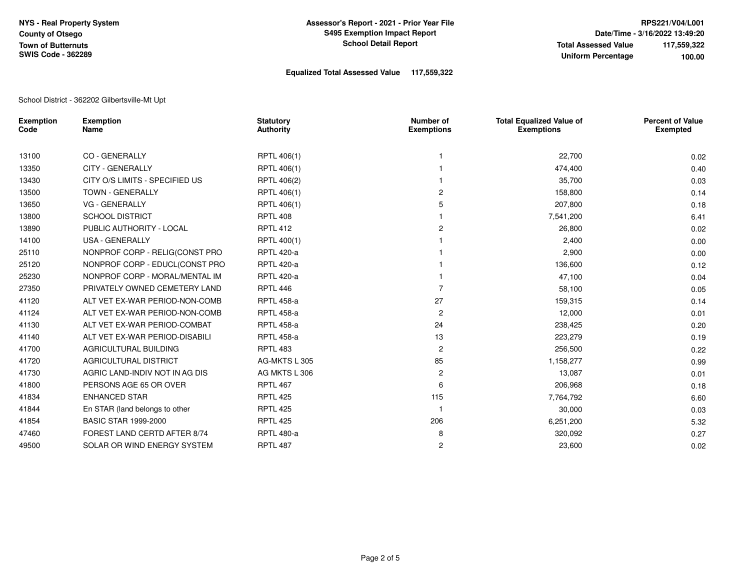NYS - Real Property System
County of Otsego
Town of Butternuts
SWIS Code - 362289

**Assessor's Report - 2021 - Prior Year File**
**S495 Exemption Impact Report**
**School Detail Report**

RPS221/V04/L001
Date/Time - 3/16/2022 13:49:20
**Total Assessed Value** 117,559,322
**Uniform Percentage** 100.00

**Equalized Total Assessed Value 117,559,322**

School District - 362202 Gilbertsville-Mt Upt

| Exemption Code | Exemption Name | Statutory Authority | Number of Exemptions | Total Equalized Value of Exemptions | Percent of Value Exempted |
|---|---|---|---|---|---|
| 13100 | CO - GENERALLY | RPTL 406(1) | 1 | 22,700 | 0.02 |
| 13350 | CITY - GENERALLY | RPTL 406(1) | 1 | 474,400 | 0.40 |
| 13430 | CITY O/S LIMITS - SPECIFIED US | RPTL 406(2) | 1 | 35,700 | 0.03 |
| 13500 | TOWN - GENERALLY | RPTL 406(1) | 2 | 158,800 | 0.14 |
| 13650 | VG - GENERALLY | RPTL 406(1) | 5 | 207,800 | 0.18 |
| 13800 | SCHOOL DISTRICT | RPTL 408 | 1 | 7,541,200 | 6.41 |
| 13890 | PUBLIC AUTHORITY - LOCAL | RPTL 412 | 2 | 26,800 | 0.02 |
| 14100 | USA - GENERALLY | RPTL 400(1) | 1 | 2,400 | 0.00 |
| 25110 | NONPROF CORP - RELIG(CONST PRO | RPTL 420-a | 1 | 2,900 | 0.00 |
| 25120 | NONPROF CORP - EDUCL(CONST PRO | RPTL 420-a | 1 | 136,600 | 0.12 |
| 25230 | NONPROF CORP - MORAL/MENTAL IM | RPTL 420-a | 1 | 47,100 | 0.04 |
| 27350 | PRIVATELY OWNED CEMETERY LAND | RPTL 446 | 7 | 58,100 | 0.05 |
| 41120 | ALT VET EX-WAR PERIOD-NON-COMB | RPTL 458-a | 27 | 159,315 | 0.14 |
| 41124 | ALT VET EX-WAR PERIOD-NON-COMB | RPTL 458-a | 2 | 12,000 | 0.01 |
| 41130 | ALT VET EX-WAR PERIOD-COMBAT | RPTL 458-a | 24 | 238,425 | 0.20 |
| 41140 | ALT VET EX-WAR PERIOD-DISABILI | RPTL 458-a | 13 | 223,279 | 0.19 |
| 41700 | AGRICULTURAL BUILDING | RPTL 483 | 2 | 256,500 | 0.22 |
| 41720 | AGRICULTURAL DISTRICT | AG-MKTS L 305 | 85 | 1,158,277 | 0.99 |
| 41730 | AGRIC LAND-INDIV NOT IN AG DIS | AG MKTS L 306 | 2 | 13,087 | 0.01 |
| 41800 | PERSONS AGE 65 OR OVER | RPTL 467 | 6 | 206,968 | 0.18 |
| 41834 | ENHANCED STAR | RPTL 425 | 115 | 7,764,792 | 6.60 |
| 41844 | En STAR (land belongs to other | RPTL 425 | 1 | 30,000 | 0.03 |
| 41854 | BASIC STAR 1999-2000 | RPTL 425 | 206 | 6,251,200 | 5.32 |
| 47460 | FOREST LAND CERTD AFTER 8/74 | RPTL 480-a | 8 | 320,092 | 0.27 |
| 49500 | SOLAR OR WIND ENERGY SYSTEM | RPTL 487 | 2 | 23,600 | 0.02 |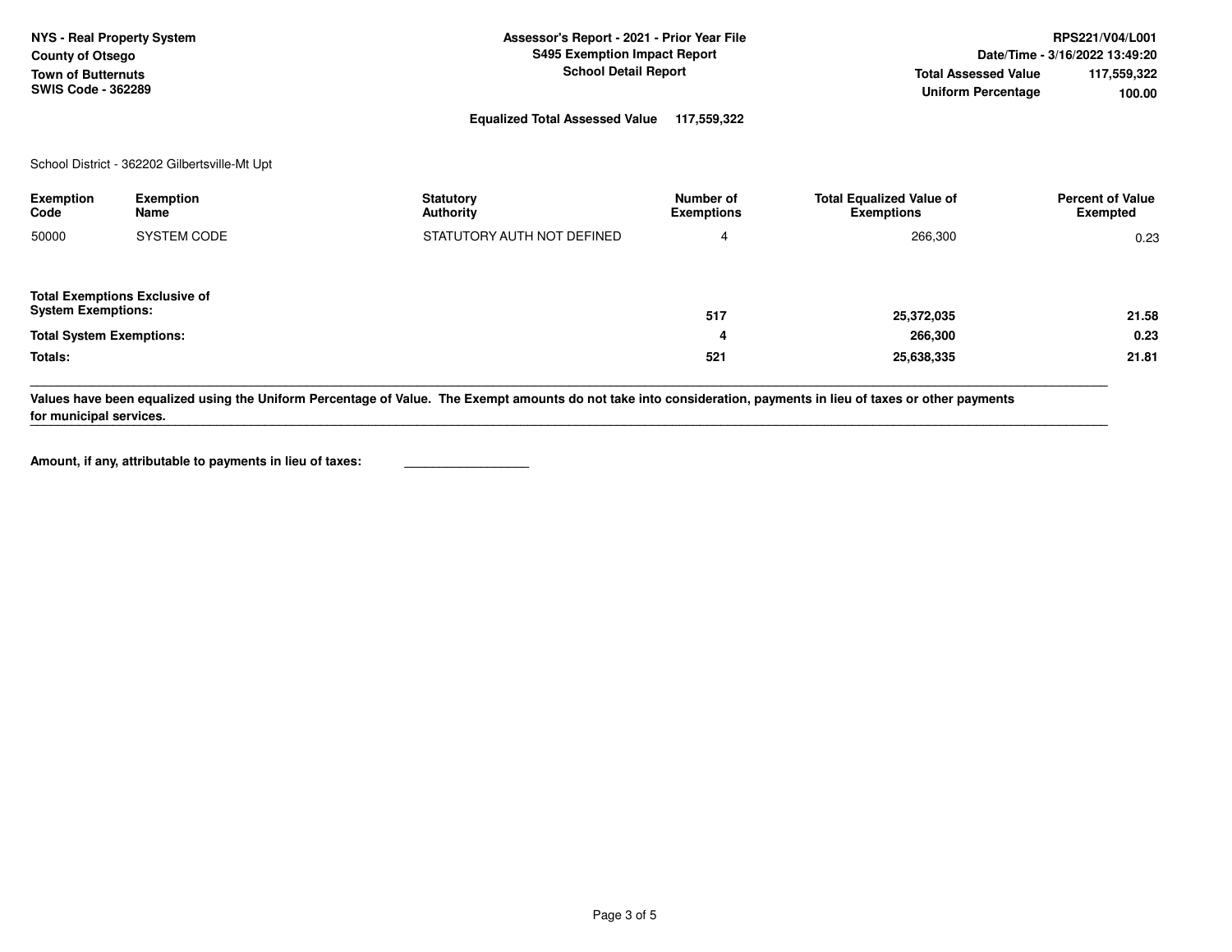**NYS - Real Property System**
**County of Otsego**
**Town of Butternuts**
**SWIS Code - 362289**

**Assessor's Report - 2021 - Prior Year File**
**S495 Exemption Impact Report**
**School Detail Report**

**RPS221/V04/L001**
**Date/Time - 3/16/2022 13:49:20**
**Total Assessed Value** 117,559,322
**Uniform Percentage** 100.00

**Equalized Total Assessed Value** 117,559,322

School District - 362202 Gilbertsville-Mt Upt

| Exemption Code | Exemption Name | Statutory Authority | Number of Exemptions | Total Equalized Value of Exemptions | Percent of Value Exempted |
|---|---|---|---|---|---|
| 50000 | SYSTEM CODE | STATUTORY AUTH NOT DEFINED | 4 | 266,300 | 0.23 |
| **Total Exemptions Exclusive of System Exemptions:** | | | **517** | **25,372,035** | **21.58** |
| **Total System Exemptions:** | | | **4** | **266,300** | **0.23** |
| **Totals:** | | | **521** | **25,638,335** | **21.81** |

**Values have been equalized using the Uniform Percentage of Value. The Exempt amounts do not take into consideration, payments in lieu of taxes or other payments for municipal services.**

**Amount, if any, attributable to payments in lieu of taxes:** ________________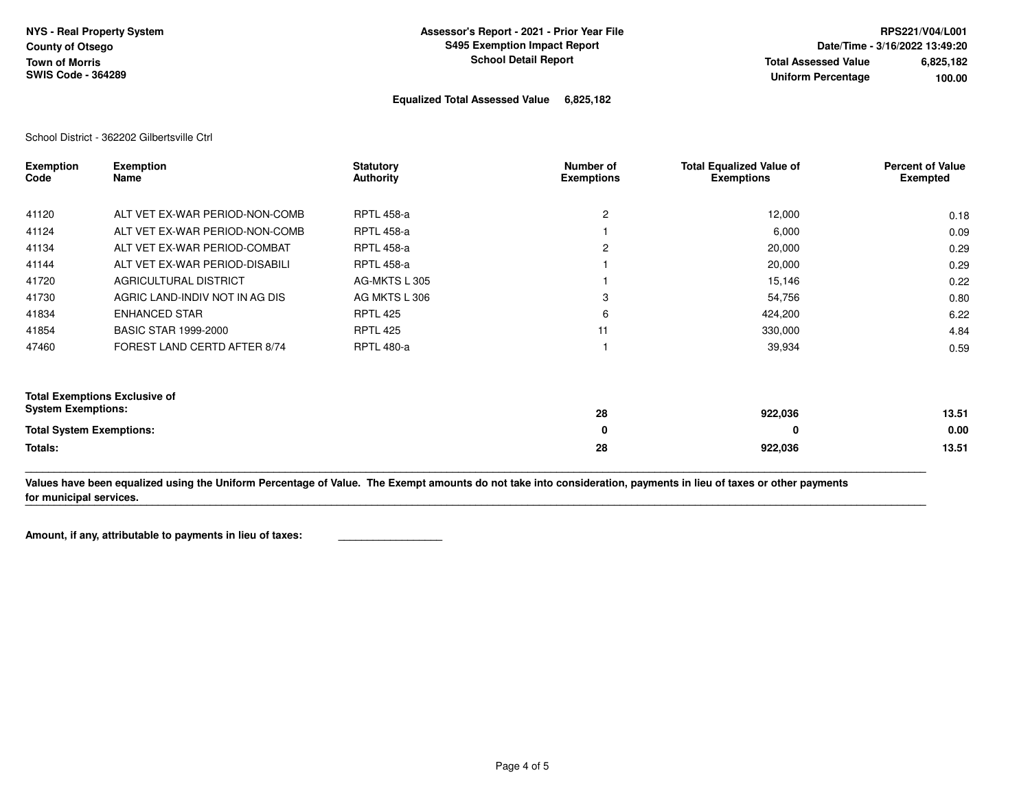NYS - Real Property System
County of Otsego
Town of Morris
SWIS Code - 364289

**Assessor's Report - 2021 - Prior Year File**
**S495 Exemption Impact Report**
**School Detail Report**

RPS221/V04/L001
Date/Time - 3/16/2022 13:49:20
Total Assessed Value 6,825,182
Uniform Percentage 100.00

**Equalized Total Assessed Value 6,825,182**

School District - 362202 Gilbertsville Ctrl

| Exemption Code | Exemption Name | Statutory Authority | Number of Exemptions | Total Equalized Value of Exemptions | Percent of Value Exempted |
|---|---|---|---|---|---|
| 41120 | ALT VET EX-WAR PERIOD-NON-COMB | RPTL 458-a | 2 | 12,000 | 0.18 |
| 41124 | ALT VET EX-WAR PERIOD-NON-COMB | RPTL 458-a | 1 | 6,000 | 0.09 |
| 41134 | ALT VET EX-WAR PERIOD-COMBAT | RPTL 458-a | 2 | 20,000 | 0.29 |
| 41144 | ALT VET EX-WAR PERIOD-DISABILI | RPTL 458-a | 1 | 20,000 | 0.29 |
| 41720 | AGRICULTURAL DISTRICT | AG-MKTS L 305 | 1 | 15,146 | 0.22 |
| 41730 | AGRIC LAND-INDIV NOT IN AG DIS | AG MKTS L 306 | 3 | 54,756 | 0.80 |
| 41834 | ENHANCED STAR | RPTL 425 | 6 | 424,200 | 6.22 |
| 41854 | BASIC STAR 1999-2000 | RPTL 425 | 11 | 330,000 | 4.84 |
| 47460 | FOREST LAND CERTD AFTER 8/74 | RPTL 480-a | 1 | 39,934 | 0.59 |
| **Total Exemptions Exclusive of System Exemptions:** | | | **28** | **922,036** | **13.51** |
| **Total System Exemptions:** | | | **0** | **0** | **0.00** |
| **Totals:** | | | **28** | **922,036** | **13.51** |

**Values have been equalized using the Uniform Percentage of Value. The Exempt amounts do not take into consideration, payments in lieu of taxes or other payments for municipal services.**

**Amount, if any, attributable to payments in lieu of taxes:** ____________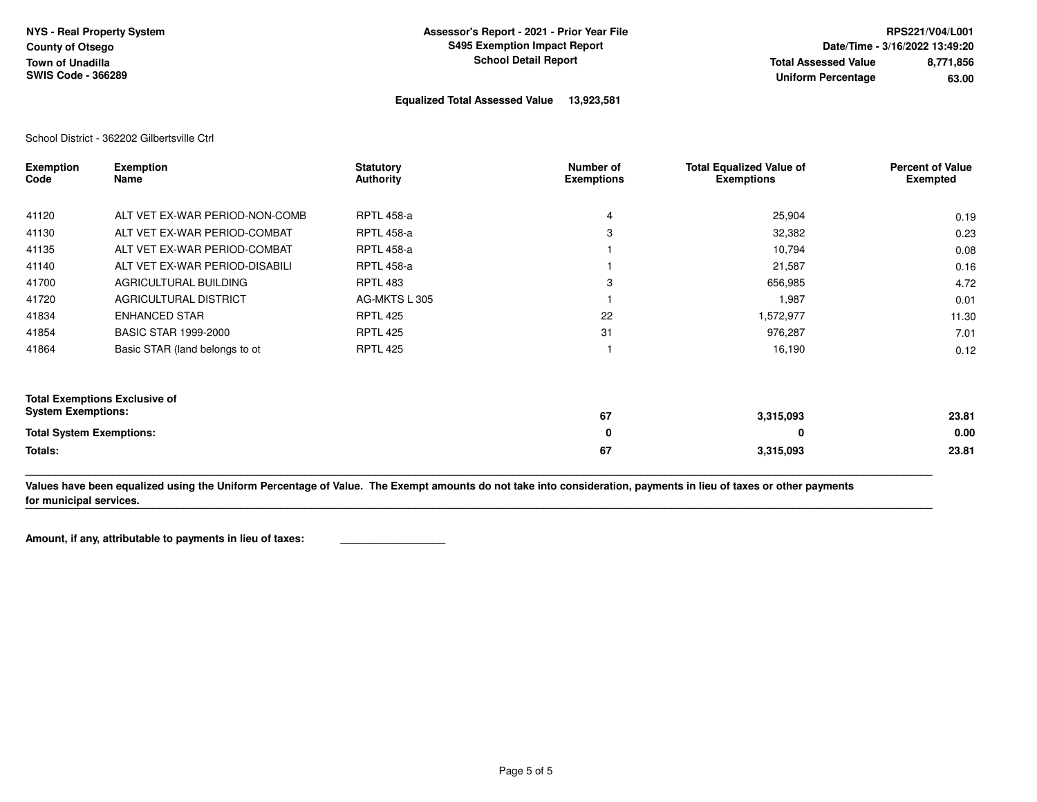NYS - Real Property System
County of Otsego
Town of Unadilla
SWIS Code - 366289

**Assessor's Report - 2021 - Prior Year File**
**S495 Exemption Impact Report**
**School Detail Report**

RPS221/V04/L001
Date/Time - 3/16/2022 13:49:20
Total Assessed Value 8,771,856
Uniform Percentage 63.00

**Equalized Total Assessed Value 13,923,581**

School District - 362202 Gilbertsville Ctrl

| Exemption Code | Exemption Name | Statutory Authority | Number of Exemptions | Total Equalized Value of Exemptions | Percent of Value Exempted |
|---|---|---|---|---|---|
| 41120 | ALT VET EX-WAR PERIOD-NON-COMB | RPTL 458-a | 4 | 25,904 | 0.19 |
| 41130 | ALT VET EX-WAR PERIOD-COMBAT | RPTL 458-a | 3 | 32,382 | 0.23 |
| 41135 | ALT VET EX-WAR PERIOD-COMBAT | RPTL 458-a | 1 | 10,794 | 0.08 |
| 41140 | ALT VET EX-WAR PERIOD-DISABILI | RPTL 458-a | 1 | 21,587 | 0.16 |
| 41700 | AGRICULTURAL BUILDING | RPTL 483 | 3 | 656,985 | 4.72 |
| 41720 | AGRICULTURAL DISTRICT | AG-MKTS L 305 | 1 | 1,987 | 0.01 |
| 41834 | ENHANCED STAR | RPTL 425 | 22 | 1,572,977 | 11.30 |
| 41854 | BASIC STAR 1999-2000 | RPTL 425 | 31 | 976,287 | 7.01 |
| 41864 | Basic STAR (land belongs to ot | RPTL 425 | 1 | 16,190 | 0.12 |
| **Total Exemptions Exclusive of System Exemptions:** | | | **67** | **3,315,093** | **23.81** |
| **Total System Exemptions:** | | | **0** | **0** | **0.00** |
| **Totals:** | | | **67** | **3,315,093** | **23.81** |

**Values have been equalized using the Uniform Percentage of Value. The Exempt amounts do not take into consideration, payments in lieu of taxes or other payments for municipal services.**

**Amount, if any, attributable to payments in lieu of taxes:** ________________